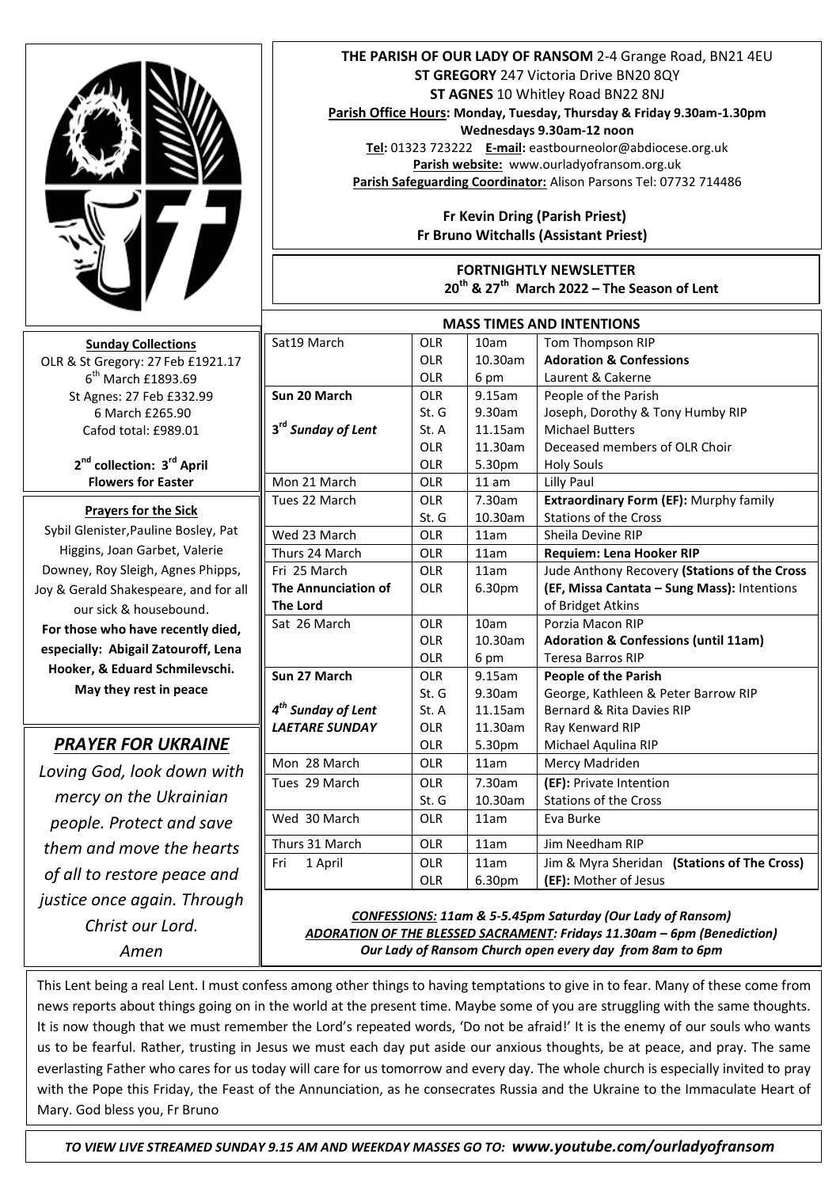**THE PARISH OF OUR LADY OF RANSOM** 2-4 Grange Road, BN21 4EU
**ST GREGORY** 247 Victoria Drive BN20 8QY
**ST AGNES** 10 Whitley Road BN22 8NJ
**Parish Office Hours: Monday, Tuesday, Thursday & Friday 9.30am-1.30pm**
**Wednesdays 9.30am-12 noon**
**Tel:** 01323 723222 **E-mail:** eastbourneolor@abdiocese.org.uk
**Parish website:** www.ourladyofransom.org.uk
**Parish Safeguarding Coordinator:** Alison Parsons Tel: 07732 714486

**Fr Kevin Dring (Parish Priest)**
**Fr Bruno Witchalls (Assistant Priest)**

**FORTNIGHTLY NEWSLETTER**
**20th & 27th March 2022 – The Season of Lent**

**Sunday Collections**
OLR & St Gregory: 27 Feb £1921.17
6th March £1893.69
St Agnes: 27 Feb £332.99
6 March £265.90
Cafod total: £989.01

**2nd collection: 3rd April**
**Flowers for Easter**

**Prayers for the Sick**
Sybil Glenister,Pauline Bosley, Pat Higgins, Joan Garbet, Valerie Downey, Roy Sleigh, Agnes Phipps, Joy & Gerald Shakespeare, and for all our sick & housebound.
**For those who have recently died, especially: Abigail Zatouroff, Lena Hooker, & Eduard Schmilevschi. May they rest in peace**

## *PRAYER FOR UKRAINE*

*Loving God, look down with mercy on the Ukrainian people. Protect and save them and move the hearts of all to restore peace and justice once again. Through Christ our Lord. Amen*

**MASS TIMES AND INTENTIONS**

| | | | |
|---|---|---|---|
| Sat19 March | OLR | 10am | Tom Thompson RIP |
| | OLR | 10.30am | **Adoration & Confessions** |
| | OLR | 6 pm | Laurent & Cakerne |
| **Sun 20 March** | OLR | 9.15am | People of the Parish |
| | St. G | 9.30am | Joseph, Dorothy & Tony Humby RIP |
| ***3rd Sunday of Lent*** | St. A | 11.15am | Michael Butters |
| | OLR | 11.30am | Deceased members of OLR Choir |
| | OLR | 5.30pm | Holy Souls |
| Mon 21 March | OLR | 11 am | Lilly Paul |
| Tues 22 March | OLR | 7.30am | **Extraordinary Form (EF):** Murphy family |
| | St. G | 10.30am | Stations of the Cross |
| Wed 23 March | OLR | 11am | Sheila Devine RIP |
| Thurs 24 March | OLR | 11am | **Requiem: Lena Hooker RIP** |
| Fri 25 March | OLR | 11am | Jude Anthony Recovery **(Stations of the Cross** |
| **The Annunciation of The Lord** | OLR | 6.30pm | **(EF, Missa Cantata – Sung Mass):** Intentions of Bridget Atkins |
| Sat 26 March | OLR | 10am | Porzia Macon RIP |
| | OLR | 10.30am | **Adoration & Confessions (until 11am)** |
| | OLR | 6 pm | Teresa Barros RIP |
| **Sun 27 March** | OLR | 9.15am | **People of the Parish** |
| | St. G | 9.30am | George, Kathleen & Peter Barrow RIP |
| ***4th Sunday of Lent*** | St. A | 11.15am | Bernard & Rita Davies RIP |
| ***LAETARE SUNDAY*** | OLR | 11.30am | Ray Kenward RIP |
| | OLR | 5.30pm | Michael Aqulina RIP |
| Mon 28 March | OLR | 11am | Mercy Madriden |
| Tues 29 March | OLR | 7.30am | **(EF):** Private Intention |
| | St. G | 10.30am | Stations of the Cross |
| Wed 30 March | OLR | 11am | Eva Burke |
| Thurs 31 March | OLR | 11am | Jim Needham RIP |
| Fri 1 April | OLR | 11am | Jim & Myra Sheridan **(Stations of The Cross)** |
| | OLR | 6.30pm | **(EF):** Mother of Jesus |

***CONFESSIONS:** 11am & 5-5.45pm Saturday (Our Lady of Ransom)*
***ADORATION OF THE BLESSED SACRAMENT:** Fridays 11.30am – 6pm (Benediction)*
***Our Lady of Ransom Church open every day from 8am to 6pm***

This Lent being a real Lent. I must confess among other things to having temptations to give in to fear. Many of these come from news reports about things going on in the world at the present time. Maybe some of you are struggling with the same thoughts. It is now though that we must remember the Lord's repeated words, 'Do not be afraid!' It is the enemy of our souls who wants us to be fearful. Rather, trusting in Jesus we must each day put aside our anxious thoughts, be at peace, and pray. The same everlasting Father who cares for us today will care for us tomorrow and every day. The whole church is especially invited to pray with the Pope this Friday, the Feast of the Annunciation, as he consecrates Russia and the Ukraine to the Immaculate Heart of Mary. God bless you, Fr Bruno

*TO VIEW LIVE STREAMED SUNDAY 9.15 AM AND WEEKDAY MASSES GO TO: **www.youtube.com/ourladyofransom***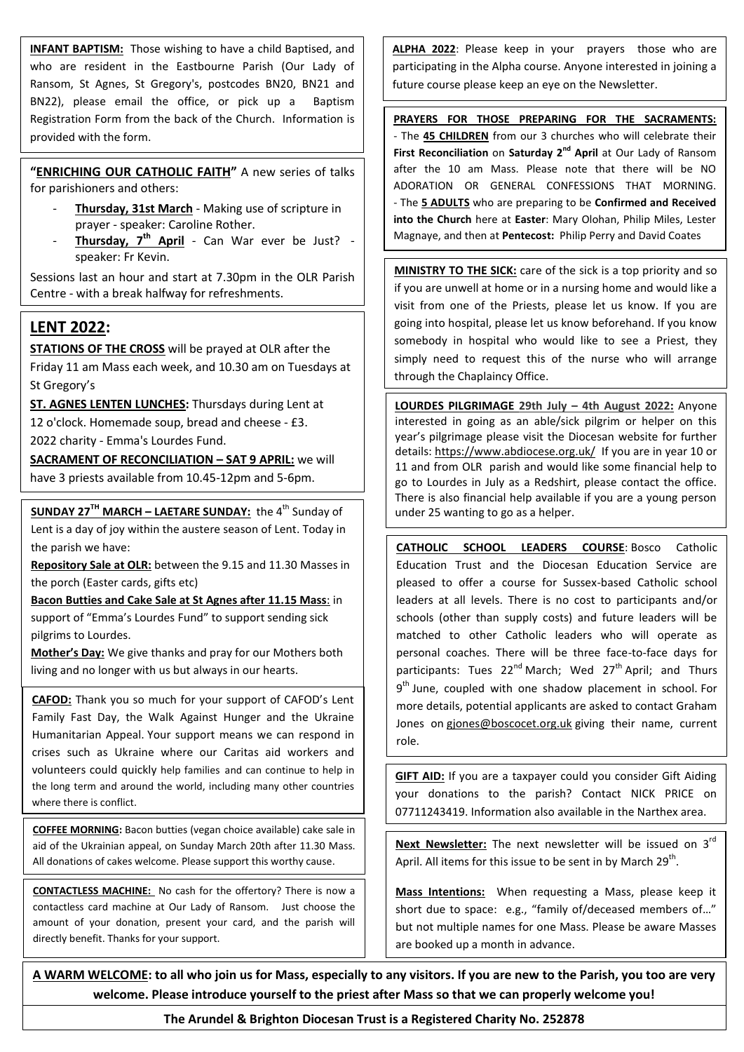**INFANT BAPTISM:** Those wishing to have a child Baptised, and who are resident in the Eastbourne Parish (Our Lady of Ransom, St Agnes, St Gregory's, postcodes BN20, BN21 and BN22), please email the office, or pick up a Baptism Registration Form from the back of the Church. Information is provided with the form.

**"ENRICHING OUR CATHOLIC FAITH"** A new series of talks for parishioners and others:

- **Thursday, 31st March** - Making use of scripture in prayer - speaker: Caroline Rother.
- **Thursday, 7th April** - Can War ever be Just? - speaker: Fr Kevin.

Sessions last an hour and start at 7.30pm in the OLR Parish Centre - with a break halfway for refreshments.

## LENT 2022:

**STATIONS OF THE CROSS** will be prayed at OLR after the Friday 11 am Mass each week, and 10.30 am on Tuesdays at St Gregory's

**ST. AGNES LENTEN LUNCHES:** Thursdays during Lent at 12 o'clock. Homemade soup, bread and cheese - £3. 2022 charity - Emma's Lourdes Fund.

**SACRAMENT OF RECONCILIATION – SAT 9 APRIL:** we will have 3 priests available from 10.45-12pm and 5-6pm.

**SUNDAY 27TH MARCH – LAETARE SUNDAY:** the 4th Sunday of Lent is a day of joy within the austere season of Lent. Today in the parish we have:

**Repository Sale at OLR:** between the 9.15 and 11.30 Masses in the porch (Easter cards, gifts etc)

**Bacon Butties and Cake Sale at St Agnes after 11.15 Mass**: in support of "Emma's Lourdes Fund" to support sending sick pilgrims to Lourdes.

**Mother's Day:** We give thanks and pray for our Mothers both living and no longer with us but always in our hearts.

**CAFOD:** Thank you so much for your support of CAFOD's Lent Family Fast Day, the Walk Against Hunger and the Ukraine Humanitarian Appeal. Your support means we can respond in crises such as Ukraine where our Caritas aid workers and volunteers could quickly help families and can continue to help in the long term and around the world, including many other countries where there is conflict.

**COFFEE MORNING:** Bacon butties (vegan choice available) cake sale in aid of the Ukrainian appeal, on Sunday March 20th after 11.30 Mass. All donations of cakes welcome. Please support this worthy cause.

**CONTACTLESS MACHINE:** No cash for the offertory? There is now a contactless card machine at Our Lady of Ransom. Just choose the amount of your donation, present your card, and the parish will directly benefit. Thanks for your support.

**ALPHA 2022**: Please keep in your prayers those who are participating in the Alpha course. Anyone interested in joining a future course please keep an eye on the Newsletter.

**PRAYERS FOR THOSE PREPARING FOR THE SACRAMENTS:**
- The **45 CHILDREN** from our 3 churches who will celebrate their **First Reconciliation** on **Saturday 2nd April** at Our Lady of Ransom after the 10 am Mass. Please note that there will be NO ADORATION OR GENERAL CONFESSIONS THAT MORNING.
- The **5 ADULTS** who are preparing to be **Confirmed and Received into the Church** here at **Easter**: Mary Olohan, Philip Miles, Lester Magnaye, and then at **Pentecost:** Philip Perry and David Coates

**MINISTRY TO THE SICK:** care of the sick is a top priority and so if you are unwell at home or in a nursing home and would like a visit from one of the Priests, please let us know. If you are going into hospital, please let us know beforehand. If you know somebody in hospital who would like to see a Priest, they simply need to request this of the nurse who will arrange through the Chaplaincy Office.

**LOURDES PILGRIMAGE 29th July – 4th August 2022:** Anyone interested in going as an able/sick pilgrim or helper on this year's pilgrimage please visit the Diocesan website for further details: https://www.abdiocese.org.uk/ If you are in year 10 or 11 and from OLR parish and would like some financial help to go to Lourdes in July as a Redshirt, please contact the office. There is also financial help available if you are a young person under 25 wanting to go as a helper.

**CATHOLIC SCHOOL LEADERS COURSE**: Bosco Catholic Education Trust and the Diocesan Education Service are pleased to offer a course for Sussex-based Catholic school leaders at all levels. There is no cost to participants and/or schools (other than supply costs) and future leaders will be matched to other Catholic leaders who will operate as personal coaches. There will be three face-to-face days for participants: Tues 22nd March; Wed 27th April; and Thurs 9th June, coupled with one shadow placement in school. For more details, potential applicants are asked to contact Graham Jones on gjones@boscocet.org.uk giving their name, current role.

**GIFT AID:** If you are a taxpayer could you consider Gift Aiding your donations to the parish? Contact NICK PRICE on 07711243419. Information also available in the Narthex area.

**Next Newsletter:** The next newsletter will be issued on 3rd April. All items for this issue to be sent in by March 29th.

**Mass Intentions:** When requesting a Mass, please keep it short due to space: e.g., "family of/deceased members of…" but not multiple names for one Mass. Please be aware Masses are booked up a month in advance.

**A WARM WELCOME: to all who join us for Mass, especially to any visitors. If you are new to the Parish, you too are very welcome. Please introduce yourself to the priest after Mass so that we can properly welcome you!**

**The Arundel & Brighton Diocesan Trust is a Registered Charity No. 252878**